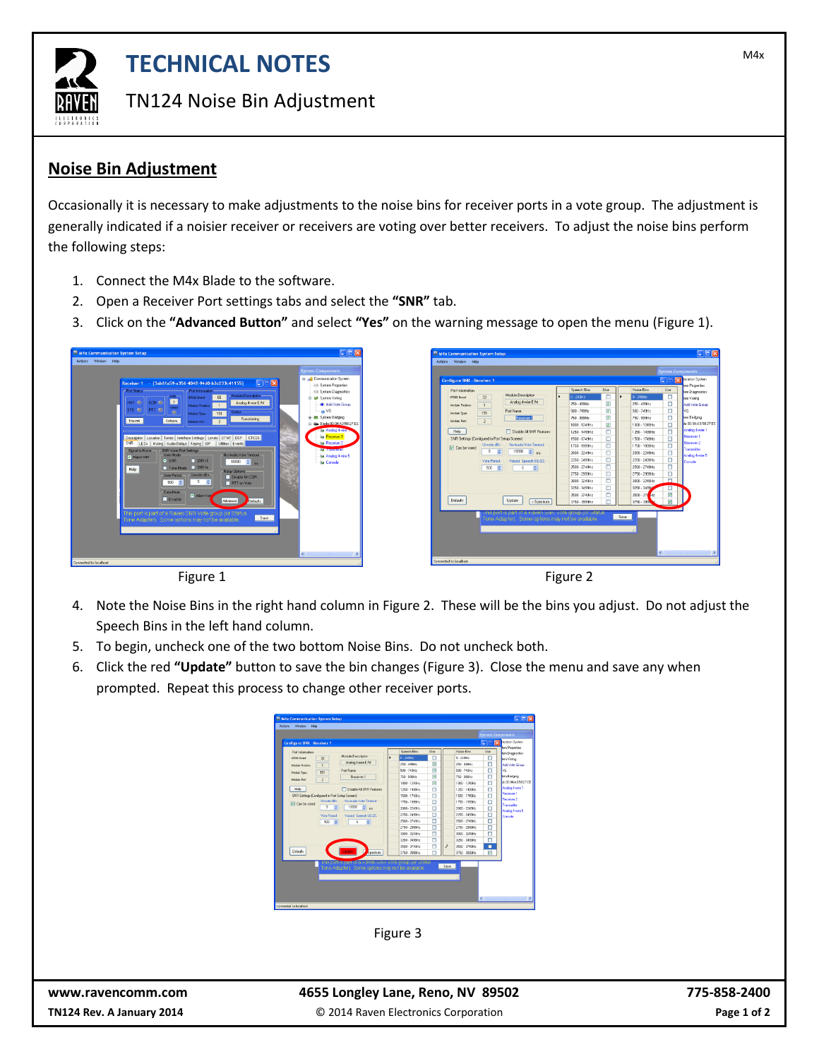# TECHNICAL NOTES

## TN124 Noise Bin Adjustment

## Noise Bin Adjustment

Occasionally it is necessary to make adjustments to the noise bins for receiver ports in a vote group. The adjustment is generally indicated if a noisier receiver or receivers are voting over better receivers. To adjust the noise bins perform the following steps:

1. Connect the M4x Blade to the software.
2. Open a Receiver Port settings tabs and select the **"SNR"** tab.
3. Click on the **"Advanced Button"** and select **"Yes"** on the warning message to open the menu (Figure 1).

Figure 1

Figure 2

4. Note the Noise Bins in the right hand column in Figure 2. These will be the bins you adjust. Do not adjust the Speech Bins in the left hand column.
5. To begin, uncheck one of the two bottom Noise Bins. Do not uncheck both.
6. Click the red **"Update"** button to save the bin changes (Figure 3). Close the menu and save any when prompted. Repeat this process to change other receiver ports.

Figure 3

www.ravencomm.com | 4655 Longley Lane, Reno, NV 89502 | 775-858-2400

TN124 Rev. A January 2014 | © 2014 Raven Electronics Corporation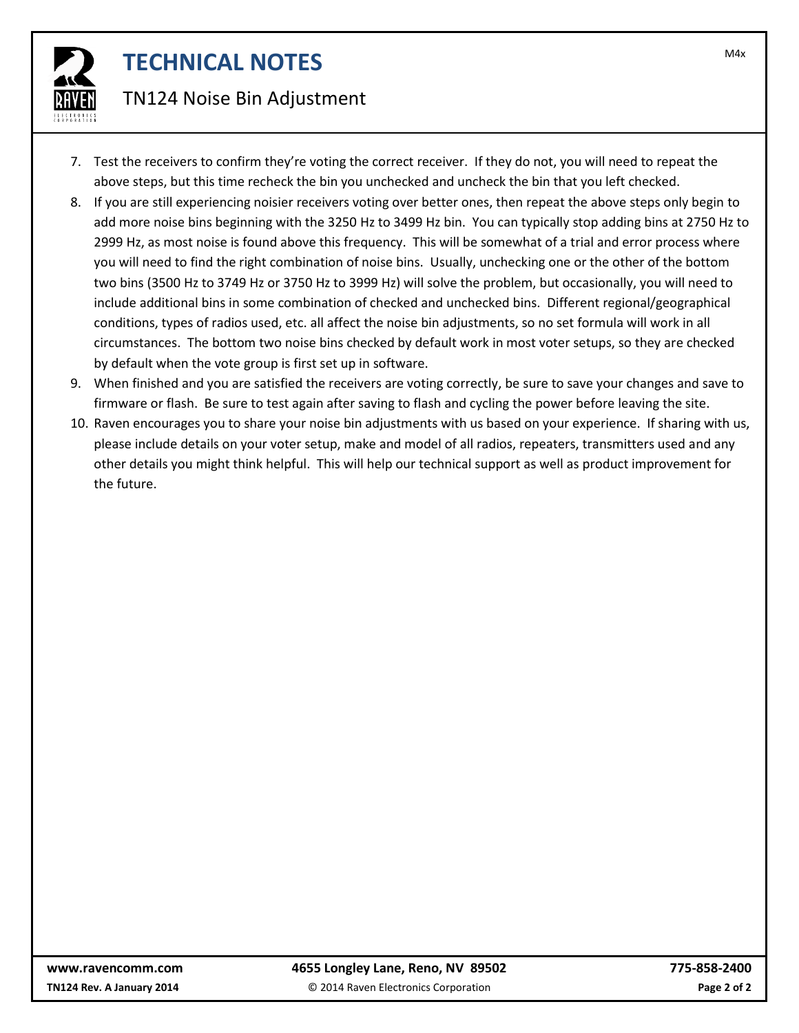7. Test the receivers to confirm they're voting the correct receiver. If they do not, you will need to repeat the above steps, but this time recheck the bin you unchecked and uncheck the bin that you left checked.
8. If you are still experiencing noisier receivers voting over better ones, then repeat the above steps only begin to add more noise bins beginning with the 3250 Hz to 3499 Hz bin. You can typically stop adding bins at 2750 Hz to 2999 Hz, as most noise is found above this frequency. This will be somewhat of a trial and error process where you will need to find the right combination of noise bins. Usually, unchecking one or the other of the bottom two bins (3500 Hz to 3749 Hz or 3750 Hz to 3999 Hz) will solve the problem, but occasionally, you will need to include additional bins in some combination of checked and unchecked bins. Different regional/geographical conditions, types of radios used, etc. all affect the noise bin adjustments, so no set formula will work in all circumstances. The bottom two noise bins checked by default work in most voter setups, so they are checked by default when the vote group is first set up in software.
9. When finished and you are satisfied the receivers are voting correctly, be sure to save your changes and save to firmware or flash. Be sure to test again after saving to flash and cycling the power before leaving the site.
10. Raven encourages you to share your noise bin adjustments with us based on your experience. If sharing with us, please include details on your voter setup, make and model of all radios, repeaters, transmitters used and any other details you might think helpful. This will help our technical support as well as product improvement for the future.